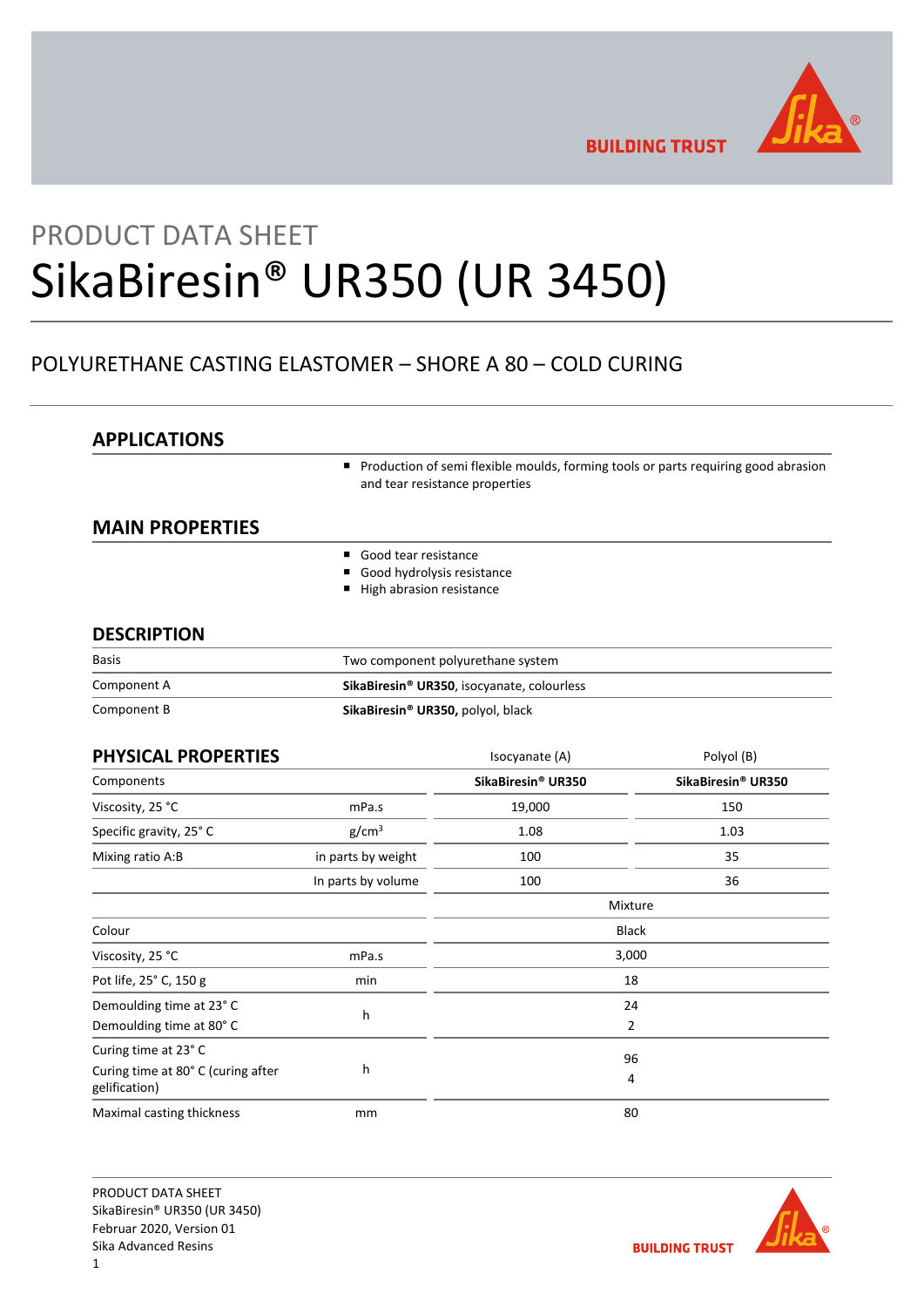PRODUCT DATA SHEET

# SikaBiresin® UR350 (UR 3450)

POLYURETHANE CASTING ELASTOMER – SHORE A 80 – COLD CURING

## APPLICATIONS

- Production of semi flexible moulds, forming tools or parts requiring good abrasion and tear resistance properties

## MAIN PROPERTIES

- Good tear resistance
- Good hydrolysis resistance
- High abrasion resistance

## DESCRIPTION

| | |
|---|---|
| Basis | Two component polyurethane system |
| Component A | **SikaBiresin® UR350**, isocyanate, colourless |
| Component B | **SikaBiresin® UR350,** polyol, black |

## PHYSICAL PROPERTIES

| | | Isocyanate (A) | Polyol (B) |
|---|---|---|---|
| Components | | **SikaBiresin® UR350** | **SikaBiresin® UR350** |
| Viscosity, 25 °C | mPa.s | 19,000 | 150 |
| Specific gravity, 25° C | g/cm³ | 1.08 | 1.03 |
| Mixing ratio A:B | in parts by weight | 100 | 35 |
| | In parts by volume | 100 | 36 |
| | | Mixture | |
| Colour | | Black | |
| Viscosity, 25 °C | mPa.s | 3,000 | |
| Pot life, 25° C, 150 g | min | 18 | |
| Demoulding time at 23° C | h | 24 | |
| Demoulding time at 80° C | h | 2 | |
| Curing time at 23° C | h | 96 | |
| Curing time at 80° C (curing after gelification) | h | 4 | |
| Maximal casting thickness | mm | 80 | |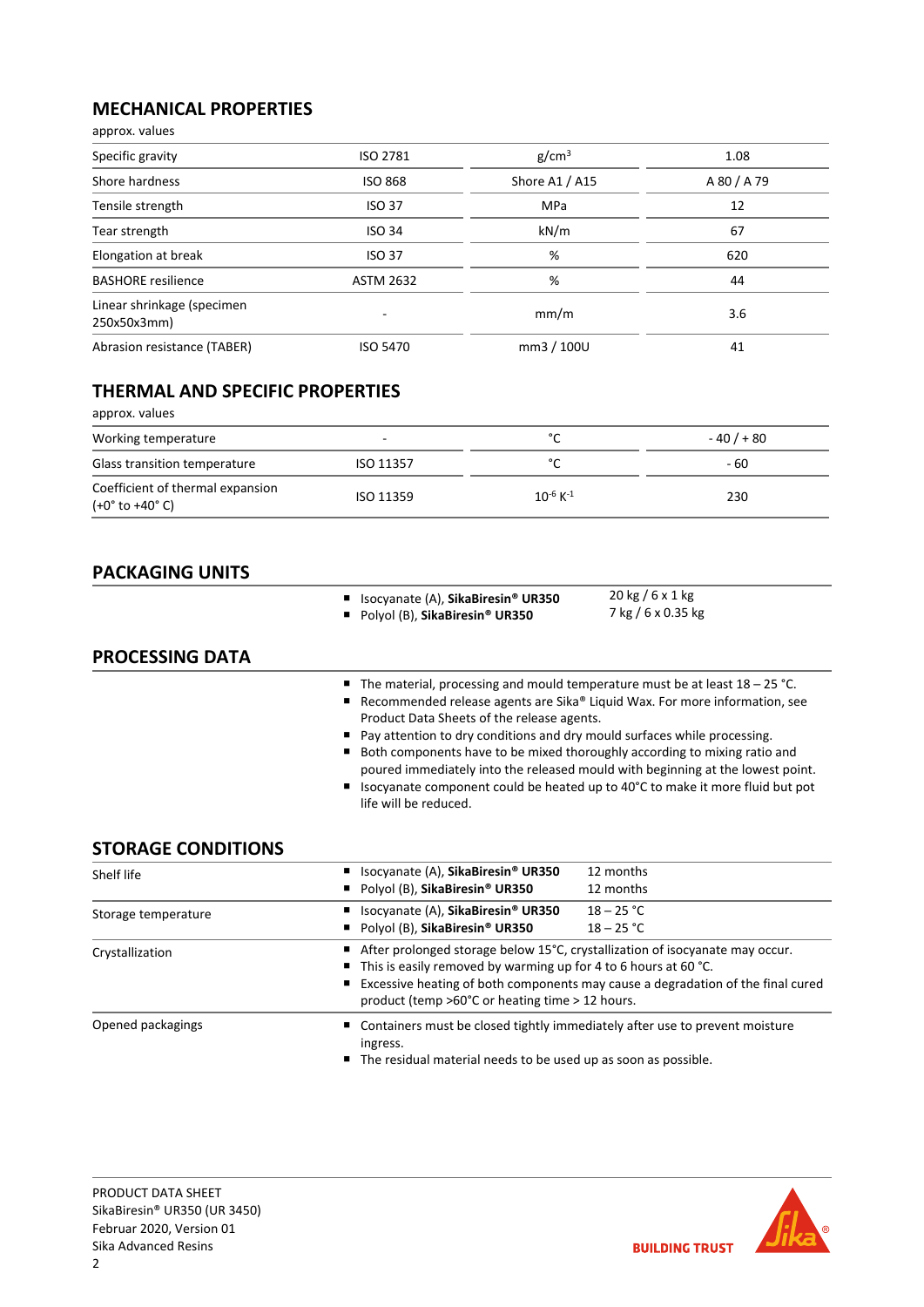## MECHANICAL PROPERTIES

approx. values

| | | | |
|---|---|---|---|
| Specific gravity | ISO 2781 | $g/cm^3$ | 1.08 |
| Shore hardness | ISO 868 | Shore A1 / A15 | A 80 / A 79 |
| Tensile strength | ISO 37 | MPa | 12 |
| Tear strength | ISO 34 | kN/m | 67 |
| Elongation at break | ISO 37 | % | 620 |
| BASHORE resilience | ASTM 2632 | % | 44 |
| Linear shrinkage (specimen 250x50x3mm) | - | mm/m | 3.6 |
| Abrasion resistance (TABER) | ISO 5470 | mm3 / 100U | 41 |

## THERMAL AND SPECIFIC PROPERTIES

approx. values

| | | | |
|---|---|---|---|
| Working temperature | - | °C | - 40 / + 80 |
| Glass transition temperature | ISO 11357 | °C | - 60 |
| Coefficient of thermal expansion (+0° to +40° C) | ISO 11359 | $10^{-6}$ $K^{-1}$ | 230 |

## PACKAGING UNITS

| | |
|---|---|
| ▪ Isocyanate (A), **SikaBiresin® UR350** | 20 kg / 6 x 1 kg |
| ▪ Polyol (B), **SikaBiresin® UR350** | 7 kg / 6 x 0.35 kg |

## PROCESSING DATA

- The material, processing and mould temperature must be at least 18 – 25 °C.
- Recommended release agents are Sika® Liquid Wax. For more information, see Product Data Sheets of the release agents.
- Pay attention to dry conditions and dry mould surfaces while processing.
- Both components have to be mixed thoroughly according to mixing ratio and poured immediately into the released mould with beginning at the lowest point.
- Isocyanate component could be heated up to 40°C to make it more fluid but pot life will be reduced.

## STORAGE CONDITIONS

**Shelf life**

| | |
|---|---|
| ▪ Isocyanate (A), **SikaBiresin® UR350** | 12 months |
| ▪ Polyol (B), **SikaBiresin® UR350** | 12 months |

**Storage temperature**

| | |
|---|---|
| ▪ Isocyanate (A), **SikaBiresin® UR350** | 18 – 25 °C |
| ▪ Polyol (B), **SikaBiresin® UR350** | 18 – 25 °C |

**Crystallization**

- After prolonged storage below 15°C, crystallization of isocyanate may occur.
- This is easily removed by warming up for 4 to 6 hours at 60 °C.
- Excessive heating of both components may cause a degradation of the final cured product (temp >60°C or heating time > 12 hours.

**Opened packagings**

- Containers must be closed tightly immediately after use to prevent moisture ingress.
- The residual material needs to be used up as soon as possible.

PRODUCT DATA SHEET
SikaBiresin® UR350 (UR 3450)
Februar 2020, Version 01
Sika Advanced Resins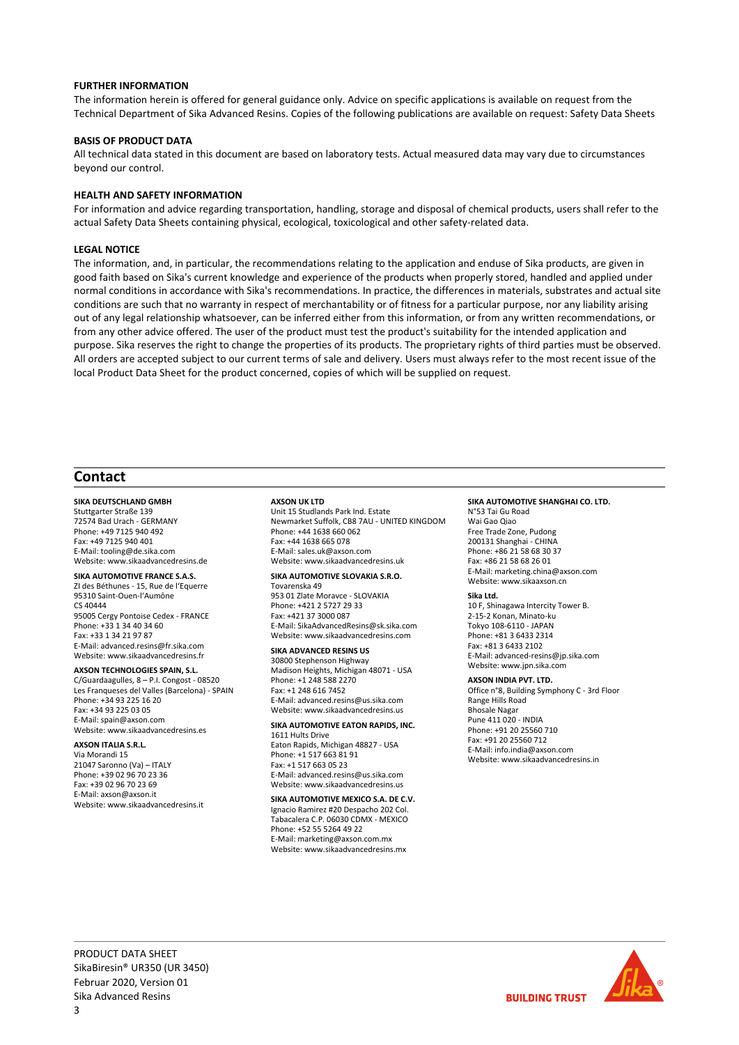**FURTHER INFORMATION**

The information herein is offered for general guidance only. Advice on specific applications is available on request from the Technical Department of Sika Advanced Resins. Copies of the following publications are available on request: Safety Data Sheets

**BASIS OF PRODUCT DATA**

All technical data stated in this document are based on laboratory tests. Actual measured data may vary due to circumstances beyond our control.

**HEALTH AND SAFETY INFORMATION**

For information and advice regarding transportation, handling, storage and disposal of chemical products, users shall refer to the actual Safety Data Sheets containing physical, ecological, toxicological and other safety-related data.

**LEGAL NOTICE**

The information, and, in particular, the recommendations relating to the application and enduse of Sika products, are given in good faith based on Sika's current knowledge and experience of the products when properly stored, handled and applied under normal conditions in accordance with Sika's recommendations. In practice, the differences in materials, substrates and actual site conditions are such that no warranty in respect of merchantability or of fitness for a particular purpose, nor any liability arising out of any legal relationship whatsoever, can be inferred either from this information, or from any written recommendations, or from any other advice offered. The user of the product must test the product's suitability for the intended application and purpose. Sika reserves the right to change the properties of its products. The proprietary rights of third parties must be observed. All orders are accepted subject to our current terms of sale and delivery. Users must always refer to the most recent issue of the local Product Data Sheet for the product concerned, copies of which will be supplied on request.

## Contact

**SIKA DEUTSCHLAND GMBH**
Stuttgarter Straße 139
72574 Bad Urach - GERMANY
Phone: +49 7125 940 492
Fax: +49 7125 940 401
E-Mail: tooling@de.sika.com
Website: www.sikaadvancedresins.de

**SIKA AUTOMOTIVE FRANCE S.A.S.**
ZI des Béthunes - 15, Rue de l'Equerre
95310 Saint-Ouen-l'Aumône
CS 40444
95005 Cergy Pontoise Cedex - FRANCE
Phone: +33 1 34 40 34 60
Fax: +33 1 34 21 97 87
E-Mail: advanced.resins@fr.sika.com
Website: www.sikaadvancedresins.fr

**AXSON TECHNOLOGIES SPAIN, S.L.**
C/Guardaagulles, 8 – P.I. Congost - 08520
Les Franqueses del Valles (Barcelona) - SPAIN
Phone: +34 93 225 16 20
Fax: +34 93 225 03 05
E-Mail: spain@axson.com
Website: www.sikaadvancedresins.es

**AXSON ITALIA S.R.L.**
Via Morandi 15
21047 Saronno (Va) – ITALY
Phone: +39 02 96 70 23 36
Fax: +39 02 96 70 23 69
E-Mail: axson@axson.it
Website: www.sikaadvancedresins.it

**AXSON UK LTD**
Unit 15 Studlands Park Ind. Estate
Newmarket Suffolk, CB8 7AU - UNITED KINGDOM
Phone: +44 1638 660 062
Fax: +44 1638 665 078
E-Mail: sales.uk@axson.com
Website: www.sikaadvancedresins.uk

**SIKA AUTOMOTIVE SLOVAKIA S.R.O.**
Tovarenska 49
953 01 Zlate Moravce - SLOVAKIA
Phone: +421 2 5727 29 33
Fax: +421 37 3000 087
E-Mail: SikaAdvancedResins@sk.sika.com
Website: www.sikaadvancedresins.com

**SIKA ADVANCED RESINS US**
30800 Stephenson Highway
Madison Heights, Michigan 48071 - USA
Phone: +1 248 588 2270
Fax: +1 248 616 7452
E-Mail: advanced.resins@us.sika.com
Website: www.sikaadvancedresins.us

**SIKA AUTOMOTIVE EATON RAPIDS, INC.**
1611 Hults Drive
Eaton Rapids, Michigan 48827 - USA
Phone: +1 517 663 81 91
Fax: +1 517 663 05 23
E-Mail: advanced.resins@us.sika.com
Website: www.sikaadvancedresins.us

**SIKA AUTOMOTIVE MEXICO S.A. DE C.V.**
Ignacio Ramirez #20 Despacho 202 Col.
Tabacalera C.P. 06030 CDMX - MEXICO
Phone: +52 55 5264 49 22
E-Mail: marketing@axson.com.mx
Website: www.sikaadvancedresins.mx

**SIKA AUTOMOTIVE SHANGHAI CO. LTD.**
N°53 Tai Gu Road
Wai Gao Qiao
Free Trade Zone, Pudong
200131 Shanghai - CHINA
Phone: +86 21 58 68 30 37
Fax: +86 21 58 68 26 01
E-Mail: marketing.china@axson.com
Website: www.sikaaxson.cn

**Sika Ltd.**
10 F, Shinagawa Intercity Tower B.
2-15-2 Konan, Minato-ku
Tokyo 108-6110 - JAPAN
Phone: +81 3 6433 2314
Fax: +81 3 6433 2102
E-Mail: advanced-resins@jp.sika.com
Website: www.jpn.sika.com

**AXSON INDIA PVT. LTD.**
Office n°8, Building Symphony C - 3rd Floor
Range Hills Road
Bhosale Nagar
Pune 411 020 - INDIA
Phone: +91 20 25560 710
Fax: +91 20 25560 712
E-Mail: info.india@axson.com
Website: www.sikaadvancedresins.in

PRODUCT DATA SHEET
SikaBiresin® UR350 (UR 3450)
Februar 2020, Version 01
Sika Advanced Resins

BUILDING TRUST